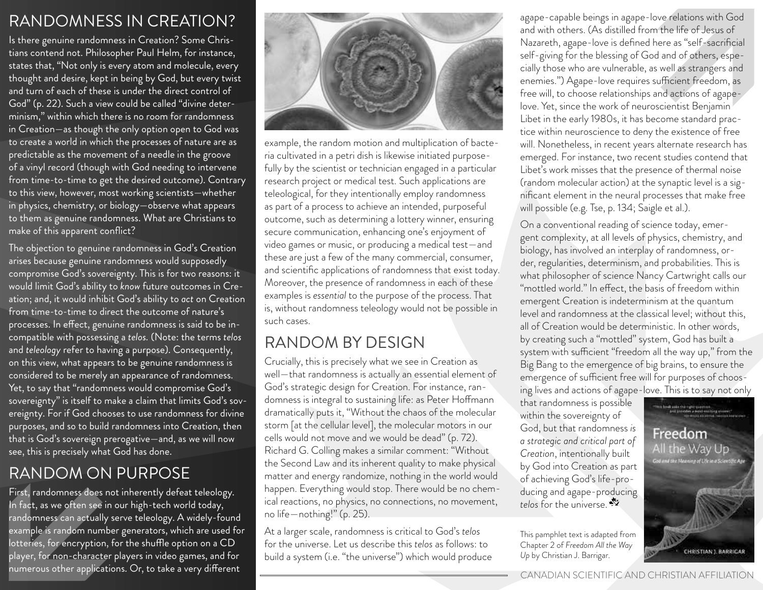# RANDOMNESS IN CREATION?

Is there genuine randomness in Creation? Some Christians contend not. Philosopher Paul Helm, for instance, states that, "Not only is every atom and molecule, every thought and desire, kept in being by God, but every twist and turn of each of these is under the direct control of God" (p. 22). Such a view could be called "divine determinism," within which there is no room for randomness in Creation—as though the only option open to God was to create a world in which the processes of nature are as predictable as the movement of a needle in the groove of a vinyl record (though with God needing to intervene from time-to-time to get the desired outcome). Contrary to this view, however, most working scientists—whether in physics, chemistry, or biology—observe what appears to them as genuine randomness. What are Christians to make of this apparent conflict?

The objection to genuine randomness in God's Creation arises because genuine randomness would supposedly compromise God's sovereignty. This is for two reasons: it would limit God's ability to *know* future outcomes in Creation; and, it would inhibit God's ability to *act* on Creation from time-to-time to direct the outcome of nature's processes. In effect, genuine randomness is said to be incompatible with possessing a *telos*. (Note: the terms *telos* and *teleology* refer to having a purpose). Consequently, on this view, what appears to be genuine randomness is considered to be merely an appearance of randomness. Yet, to say that "randomness would compromise God's sovereignty" is itself to make a claim that limits God's sovereignty. For if God chooses to use randomness for divine purposes, and so to build randomness into Creation, then that is God's sovereign prerogative—and, as we will now see, this is precisely what God has done.

## RANDOM ON PURPOSE

First, randomness does not inherently defeat teleology. In fact, as we often see in our high-tech world today, randomness can actually serve teleology. A widely-found example is random number generators, which are used for lotteries, for encryption, for the shuffle option on a CD player, for non-character players in video games, and for numerous other applications. Or, to take a very different example, the random motion and multiplication of bacteria cultivated in a petri dish is likewise initiated purposefully by the scientist or technician engaged in a particular research project or medical test. Such applications are teleological, for they intentionally employ randomness as part of a process to achieve an intended, purposeful outcome, such as determining a lottery winner, ensuring secure communication, enhancing one's enjoyment of video games or music, or producing a medical test—and these are just a few of the many commercial, consumer, and scientific applications of randomness that exist today. Moreover, the presence of randomness in each of these examples is *essential* to the purpose of the process. That is, without randomness teleology would not be possible in such cases.

## RANDOM BY DESIGN

Crucially, this is precisely what we see in Creation as well—that randomness is actually an essential element of God's strategic design for Creation. For instance, randomness is integral to sustaining life: as Peter Hoffmann dramatically puts it, "Without the chaos of the molecular storm [at the cellular level], the molecular motors in our cells would not move and we would be dead" (p. 72). Richard G. Colling makes a similar comment: "Without the Second Law and its inherent quality to make physical matter and energy randomize, nothing in the world would happen. Everything would stop. There would be no chemical reactions, no physics, no connections, no movement, no life—nothing!" (p. 25).

At a larger scale, randomness is critical to God's *telos* for the universe. Let us describe this *telos* as follows: to build a system (i.e. "the universe") which would produce agape-capable beings in agape-love relations with God and with others. (As distilled from the life of Jesus of Nazareth, agape-love is defined here as "self-sacrificial self-giving for the blessing of God and of others, especially those who are vulnerable, as well as strangers and enemies.") Agape-love requires sufficient freedom, as free will, to choose relationships and actions of agape-love. Yet, since the work of neuroscientist Benjamin Libet in the early 1980s, it has become standard practice within neuroscience to deny the existence of free will. Nonetheless, in recent years alternate research has emerged. For instance, two recent studies contend that Libet's work misses that the presence of thermal noise (random molecular action) at the synaptic level is a significant element in the neural processes that make free will possible (e.g. Tse, p. 134; Saigle et al.).

On a conventional reading of science today, emergent complexity, at all levels of physics, chemistry, and biology, has involved an interplay of randomness, order, regularities, determinism, and probabilities. This is what philosopher of science Nancy Cartwright calls our "mottled world." In effect, the basis of freedom within emergent Creation is indeterminism at the quantum level and randomness at the classical level; without this, all of Creation would be deterministic. In other words, by creating such a "mottled" system, God has built a system with sufficient "freedom all the way up," from the Big Bang to the emergence of big brains, to ensure the emergence of sufficient free will for purposes of choosing lives and actions of agape-love. This is to say not only that randomness is possible within the sovereignty of God, but that randomness *is a strategic and critical part of Creation*, intentionally built by God into Creation as part of achieving God's life-producing and agape-producing *telos* for the universe.

This pamphlet text is adapted from Chapter 2 of *Freedom All the Way Up* by Christian J. Barrigar.

CANADIAN SCIENTIFIC AND CHRISTIAN AFFILIATION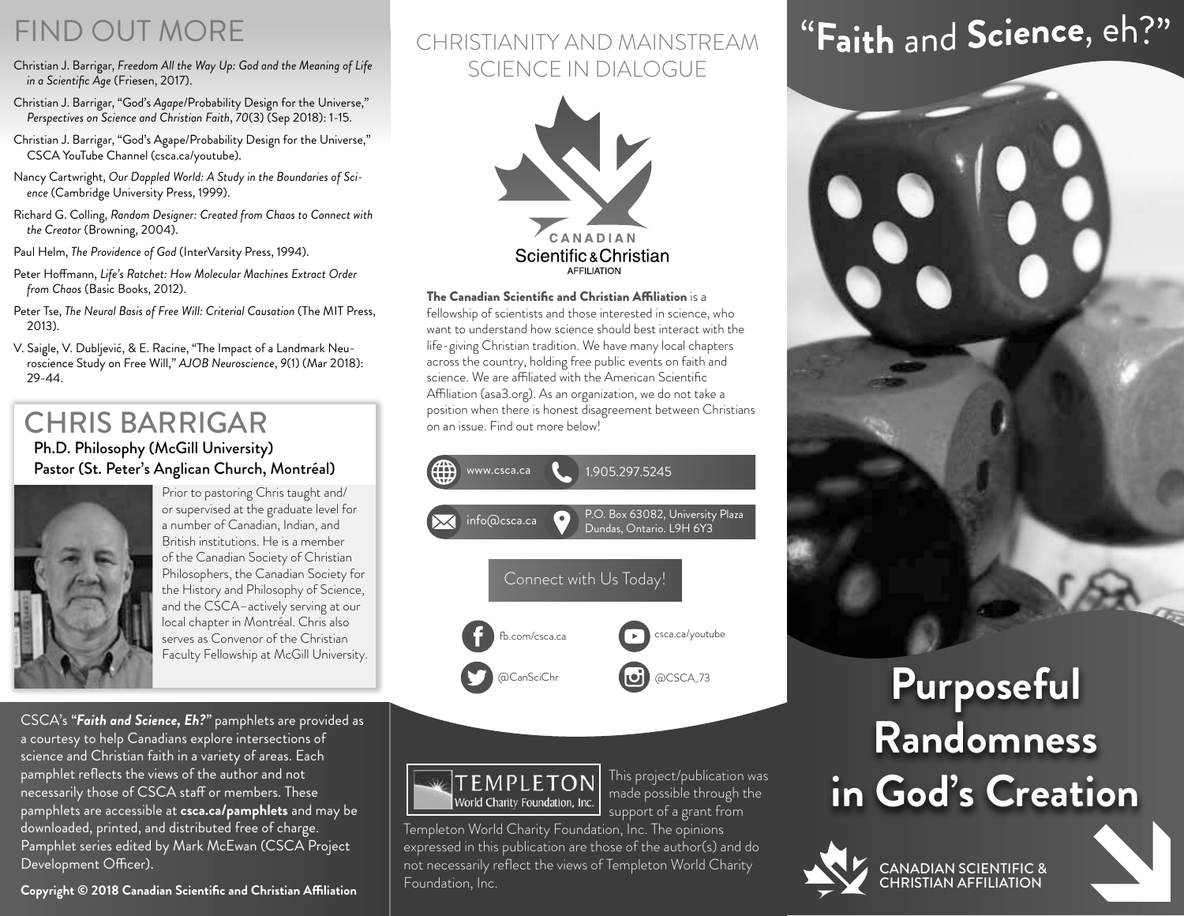# FIND OUT MORE

Christian J. Barrigar, *Freedom All the Way Up: God and the Meaning of Life in a Scientific Age* (Friesen, 2017).

Christian J. Barrigar, "God's *Agape*/Probability Design for the Universe," *Perspectives on Science and Christian Faith*, *70*(3) (Sep 2018): 1-15.

Christian J. Barrigar, "God's Agape/Probability Design for the Universe," CSCA YouTube Channel (csca.ca/youtube).

Nancy Cartwright, *Our Dappled World: A Study in the Boundaries of Science* (Cambridge University Press, 1999).

Richard G. Colling, *Random Designer: Created from Chaos to Connect with the Creator* (Browning, 2004).

Paul Helm, *The Providence of God* (InterVarsity Press, 1994).

Peter Hoffmann, *Life's Ratchet: How Molecular Machines Extract Order from Chaos* (Basic Books, 2012).

Peter Tse, *The Neural Basis of Free Will: Criterial Causation* (The MIT Press, 2013).

V. Saigle, V. Dubljević, & E. Racine, "The Impact of a Landmark Neuroscience Study on Free Will," *AJOB Neuroscience*, *9*(1) (Mar 2018): 29-44.

# CHRIS BARRIGAR

**Ph.D. Philosophy (McGill University)**
**Pastor (St. Peter's Anglican Church, Montréal)**

Prior to pastoring Chris taught and/or supervised at the graduate level for a number of Canadian, Indian, and British institutions. He is a member of the Canadian Society of Christian Philosophers, the Canadian Society for the History and Philosophy of Science, and the CSCA–actively serving at our local chapter in Montréal. Chris also serves as Convenor of the Christian Faculty Fellowship at McGill University.

CSCA's ***"Faith and Science, Eh?"*** pamphlets are provided as a courtesy to help Canadians explore intersections of science and Christian faith in a variety of areas. Each pamphlet reflects the views of the author and not necessarily those of CSCA staff or members. These pamphlets are accessible at **csca.ca/pamphlets** and may be downloaded, printed, and distributed free of charge. Pamphlet series edited by Mark McEwan (CSCA Project Development Officer).

**Copyright © 2018 Canadian Scientific and Christian Affiliation**

# CHRISTIANITY AND MAINSTREAM SCIENCE IN DIALOGUE

CANADIAN Scientific & Christian AFFILIATION

**The Canadian Scientific and Christian Affiliation** is a fellowship of scientists and those interested in science, who want to understand how science should best interact with the life-giving Christian tradition. We have many local chapters across the country, holding free public events on faith and science. We are affiliated with the American Scientific Affiliation (asa3.org). As an organization, we do not take a position when there is honest disagreement between Christians on an issue. Find out more below!

www.csca.ca
1.905.297.5245
info@csca.ca
P.O. Box 63082, University Plaza
Dundas, Ontario. L9H 6Y3

Connect with Us Today!

fb.com/csca.ca
csca.ca/youtube
@CanSciChr
@CSCA_73

TEMPLETON World Charity Foundation, Inc.

This project/publication was made possible through the support of a grant from Templeton World Charity Foundation, Inc. The opinions expressed in this publication are those of the author(s) and do not necessarily reflect the views of Templeton World Charity Foundation, Inc.

# "Faith and Science, eh?"

# Purposeful Randomness in God's Creation

CANADIAN SCIENTIFIC & CHRISTIAN AFFILIATION